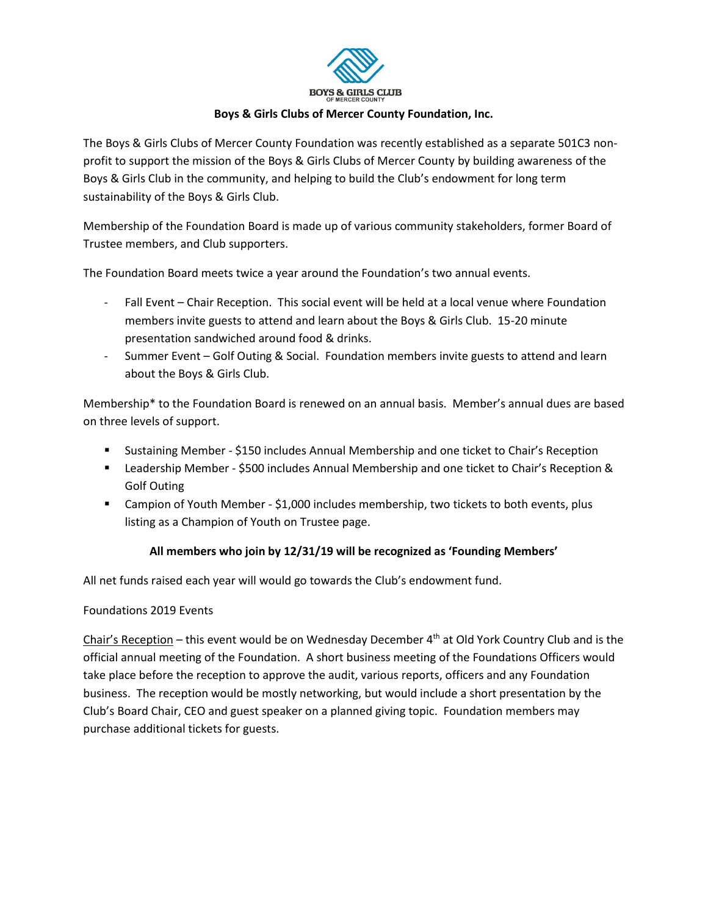BOYS & GIRLS CLUB
OF MERCER COUNTY

**Boys & Girls Clubs of Mercer County Foundation, Inc.**

The Boys & Girls Clubs of Mercer County Foundation was recently established as a separate 501C3 non-profit to support the mission of the Boys & Girls Clubs of Mercer County by building awareness of the Boys & Girls Club in the community, and helping to build the Club's endowment for long term sustainability of the Boys & Girls Club.

Membership of the Foundation Board is made up of various community stakeholders, former Board of Trustee members, and Club supporters.

The Foundation Board meets twice a year around the Foundation's two annual events.

- Fall Event – Chair Reception. This social event will be held at a local venue where Foundation members invite guests to attend and learn about the Boys & Girls Club. 15-20 minute presentation sandwiched around food & drinks.
- Summer Event – Golf Outing & Social. Foundation members invite guests to attend and learn about the Boys & Girls Club.

Membership* to the Foundation Board is renewed on an annual basis. Member's annual dues are based on three levels of support.

- Sustaining Member - $150 includes Annual Membership and one ticket to Chair's Reception
- Leadership Member - $500 includes Annual Membership and one ticket to Chair's Reception & Golf Outing
- Campion of Youth Member - $1,000 includes membership, two tickets to both events, plus listing as a Champion of Youth on Trustee page.

**All members who join by 12/31/19 will be recognized as 'Founding Members'**

All net funds raised each year will would go towards the Club's endowment fund.

Foundations 2019 Events

<u>Chair's Reception</u> – this event would be on Wednesday December 4th at Old York Country Club and is the official annual meeting of the Foundation. A short business meeting of the Foundations Officers would take place before the reception to approve the audit, various reports, officers and any Foundation business. The reception would be mostly networking, but would include a short presentation by the Club's Board Chair, CEO and guest speaker on a planned giving topic. Foundation members may purchase additional tickets for guests.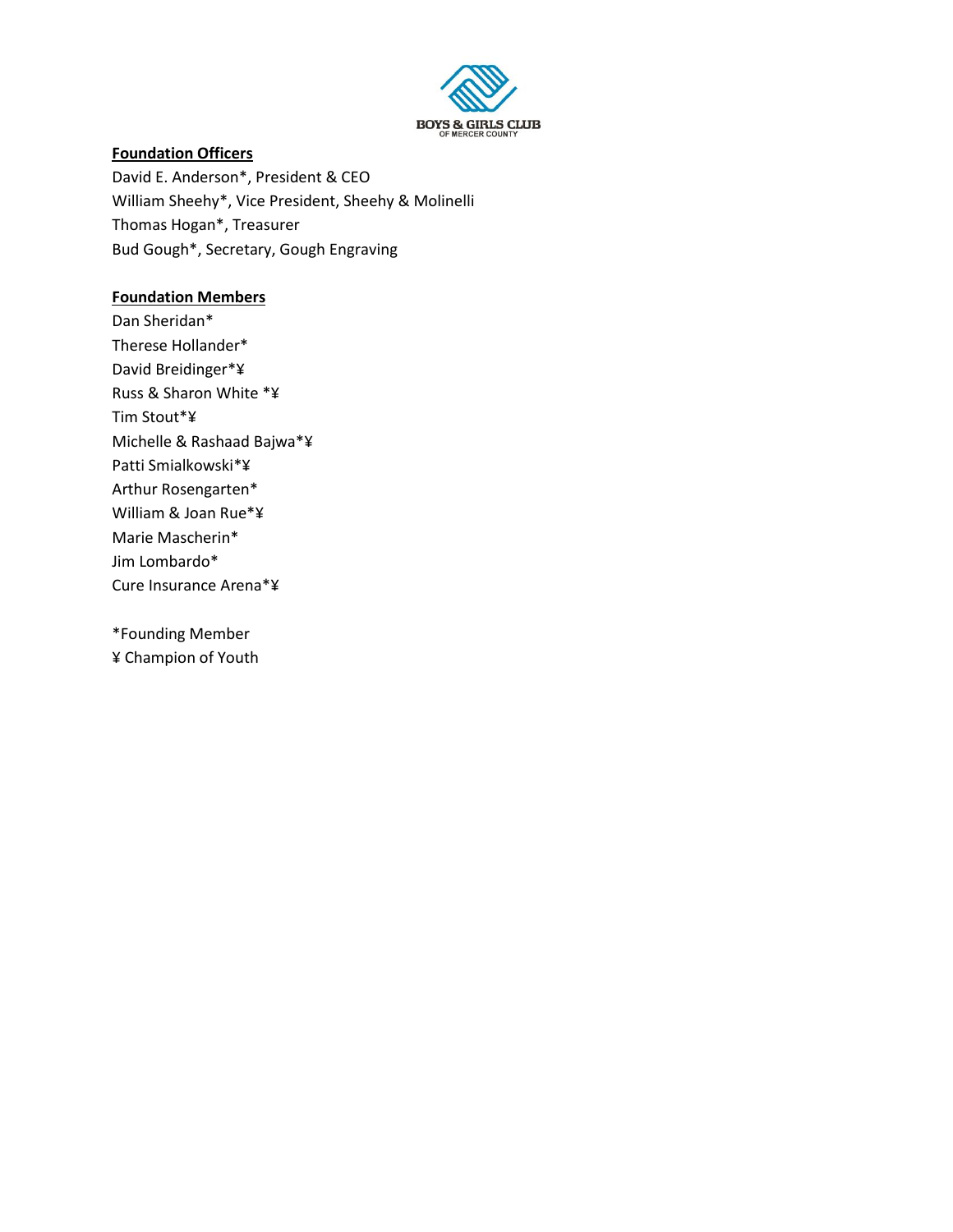BOYS & GIRLS CLUB
OF MERCER COUNTY

**Foundation Officers**

David E. Anderson*, President & CEO
William Sheehy*, Vice President, Sheehy & Molinelli
Thomas Hogan*, Treasurer
Bud Gough*, Secretary, Gough Engraving

**Foundation Members**

Dan Sheridan*
Therese Hollander*
David Breidinger*¥
Russ & Sharon White *¥
Tim Stout*¥
Michelle & Rashaad Bajwa*¥
Patti Smialkowski*¥
Arthur Rosengarten*
William & Joan Rue*¥
Marie Mascherin*
Jim Lombardo*
Cure Insurance Arena*¥

*Founding Member
¥ Champion of Youth